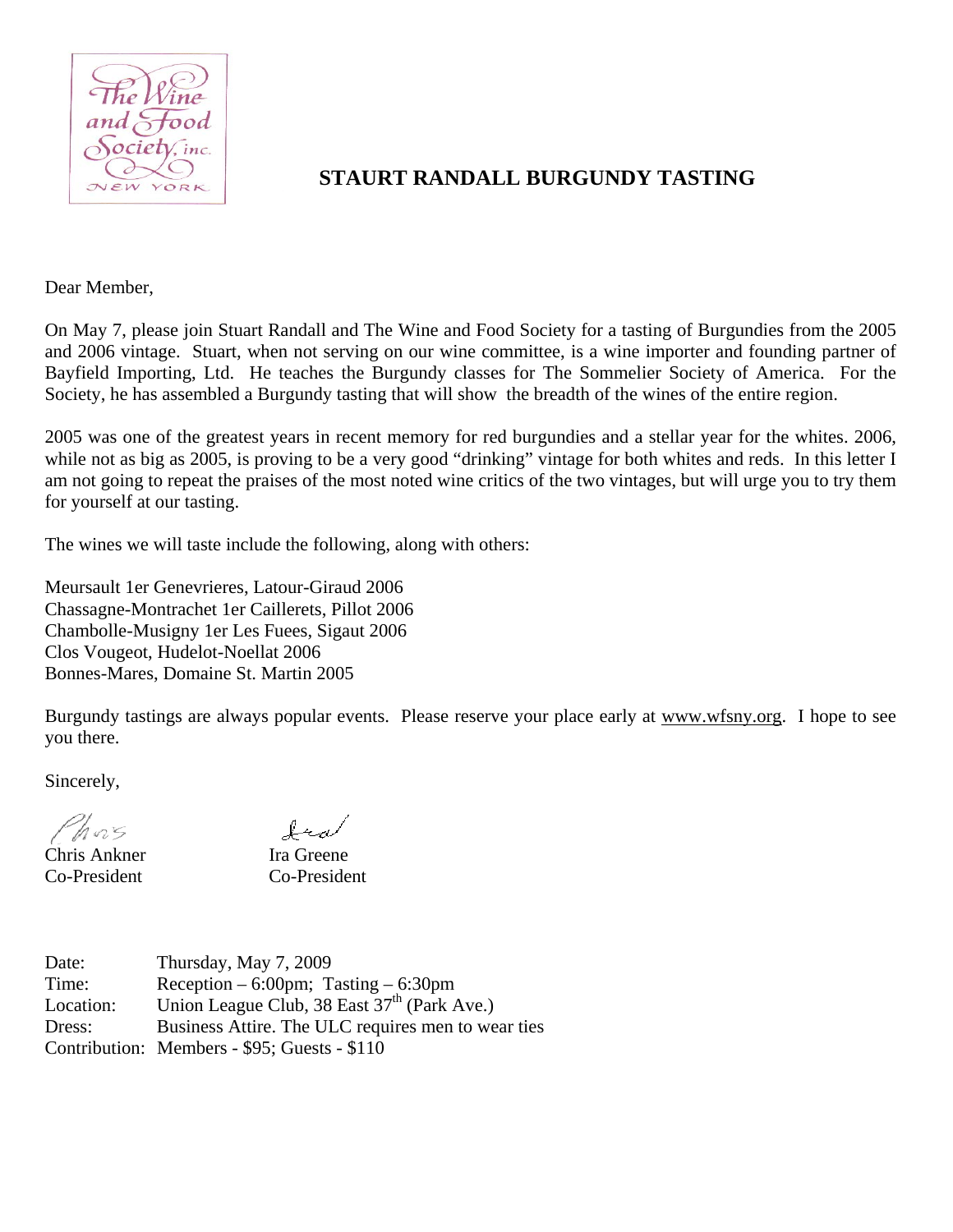The Wine and Food Society, inc.
NEW YORK

## STAURT RANDALL BURGUNDY TASTING

Dear Member,

On May 7, please join Stuart Randall and The Wine and Food Society for a tasting of Burgundies from the 2005 and 2006 vintage. Stuart, when not serving on our wine committee, is a wine importer and founding partner of Bayfield Importing, Ltd. He teaches the Burgundy classes for The Sommelier Society of America. For the Society, he has assembled a Burgundy tasting that will show the breadth of the wines of the entire region.

2005 was one of the greatest years in recent memory for red burgundies and a stellar year for the whites. 2006, while not as big as 2005, is proving to be a very good "drinking" vintage for both whites and reds. In this letter I am not going to repeat the praises of the most noted wine critics of the two vintages, but will urge you to try them for yourself at our tasting.

The wines we will taste include the following, along with others:

Meursault 1er Genevrieres, Latour-Giraud 2006
Chassagne-Montrachet 1er Caillerets, Pillot 2006
Chambolle-Musigny 1er Les Fuees, Sigaut 2006
Clos Vougeot, Hudelot-Noellat 2006
Bonnes-Mares, Domaine St. Martin 2005

Burgundy tastings are always popular events. Please reserve your place early at www.wfsny.org. I hope to see you there.

Sincerely,

| Chris Ankner | Ira Greene |
|---|---|
| Co-President | Co-President |

| | |
|---|---|
| Date: | Thursday, May 7, 2009 |
| Time: | Reception – 6:00pm; Tasting – 6:30pm |
| Location: | Union League Club, 38 East 37th (Park Ave.) |
| Dress: | Business Attire. The ULC requires men to wear ties |
| Contribution: | Members - $95; Guests - $110 |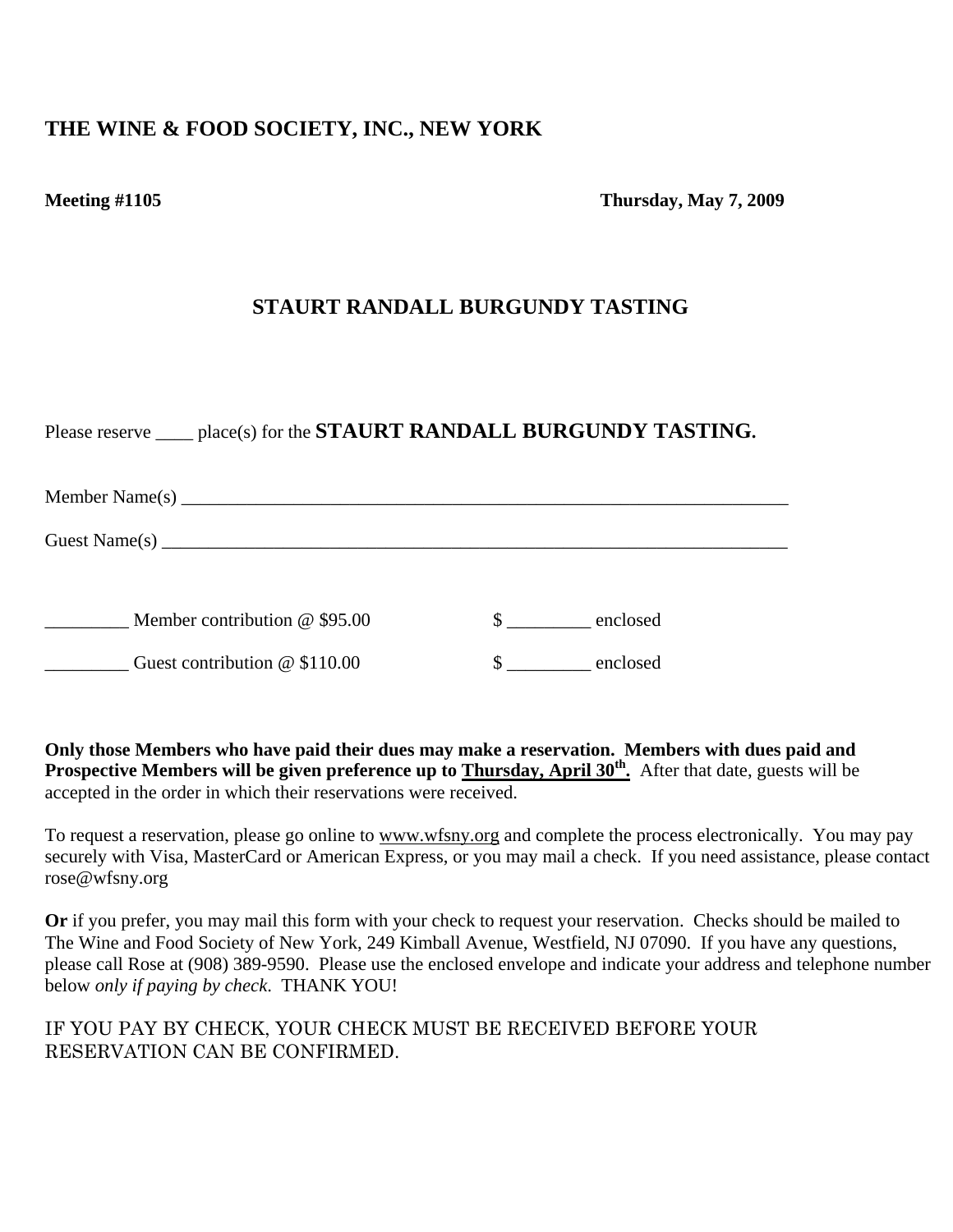## THE WINE & FOOD SOCIETY, INC., NEW YORK

**Meeting #1105** **Thursday, May 7, 2009**

## STAURT RANDALL BURGUNDY TASTING

Please reserve ____ place(s) for the **STAURT RANDALL BURGUNDY TASTING.**

Member Name(s) ____________________________________________________________________

Guest Name(s) _____________________________________________________________________

_________ Member contribution @ $95.00 $ _________ enclosed

_________ Guest contribution @ $110.00 $ _________ enclosed

**Only those Members who have paid their dues may make a reservation. Members with dues paid and Prospective Members will be given preference up to Thursday, April 30th.** After that date, guests will be accepted in the order in which their reservations were received.

To request a reservation, please go online to www.wfsny.org and complete the process electronically. You may pay securely with Visa, MasterCard or American Express, or you may mail a check. If you need assistance, please contact rose@wfsny.org

**Or** if you prefer, you may mail this form with your check to request your reservation. Checks should be mailed to The Wine and Food Society of New York, 249 Kimball Avenue, Westfield, NJ 07090. If you have any questions, please call Rose at (908) 389-9590. Please use the enclosed envelope and indicate your address and telephone number below *only if paying by check*. THANK YOU!

IF YOU PAY BY CHECK, YOUR CHECK MUST BE RECEIVED BEFORE YOUR RESERVATION CAN BE CONFIRMED.